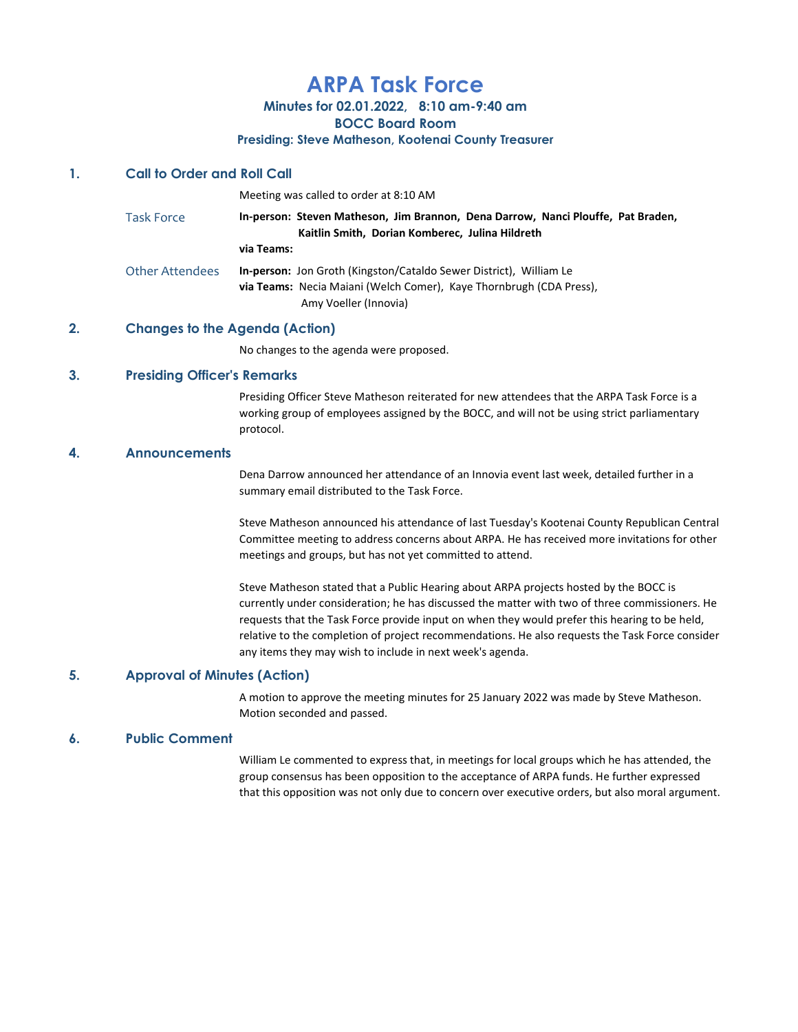# ARPA Task Force

### Minutes for 02.01.2022, 8:10 am-9:40 am
### BOCC Board Room
### Presiding: Steve Matheson, Kootenai County Treasurer

## 1. Call to Order and Roll Call

Meeting was called to order at 8:10 AM

**Task Force**

**In-person:** **Steven Matheson, Jim Brannon, Dena Darrow, Nanci Plouffe, Pat Braden, Kaitlin Smith, Dorian Komberec, Julina Hildreth**

**via Teams:**

**Other Attendees**

**In-person:** Jon Groth (Kingston/Cataldo Sewer District), William Le

**via Teams:** Necia Maiani (Welch Comer), Kaye Thornbrugh (CDA Press), Amy Voeller (Innovia)

## 2. Changes to the Agenda (Action)

No changes to the agenda were proposed.

## 3. Presiding Officer's Remarks

Presiding Officer Steve Matheson reiterated for new attendees that the ARPA Task Force is a working group of employees assigned by the BOCC, and will not be using strict parliamentary protocol.

## 4. Announcements

Dena Darrow announced her attendance of an Innovia event last week, detailed further in a summary email distributed to the Task Force.

Steve Matheson announced his attendance of last Tuesday's Kootenai County Republican Central Committee meeting to address concerns about ARPA. He has received more invitations for other meetings and groups, but has not yet committed to attend.

Steve Matheson stated that a Public Hearing about ARPA projects hosted by the BOCC is currently under consideration; he has discussed the matter with two of three commissioners. He requests that the Task Force provide input on when they would prefer this hearing to be held, relative to the completion of project recommendations. He also requests the Task Force consider any items they may wish to include in next week's agenda.

## 5. Approval of Minutes (Action)

A motion to approve the meeting minutes for 25 January 2022 was made by Steve Matheson. Motion seconded and passed.

## 6. Public Comment

William Le commented to express that, in meetings for local groups which he has attended, the group consensus has been opposition to the acceptance of ARPA funds. He further expressed that this opposition was not only due to concern over executive orders, but also moral argument.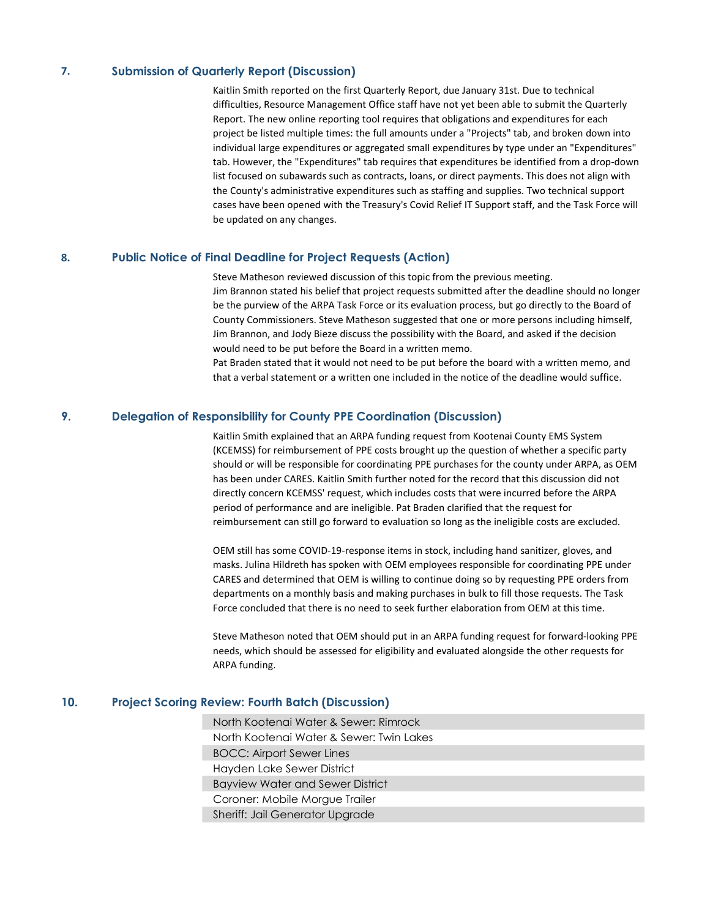## 7. Submission of Quarterly Report (Discussion)

Kaitlin Smith reported on the first Quarterly Report, due January 31st. Due to technical difficulties, Resource Management Office staff have not yet been able to submit the Quarterly Report. The new online reporting tool requires that obligations and expenditures for each project be listed multiple times: the full amounts under a "Projects" tab, and broken down into individual large expenditures or aggregated small expenditures by type under an "Expenditures" tab. However, the "Expenditures" tab requires that expenditures be identified from a drop-down list focused on subawards such as contracts, loans, or direct payments. This does not align with the County's administrative expenditures such as staffing and supplies. Two technical support cases have been opened with the Treasury's Covid Relief IT Support staff, and the Task Force will be updated on any changes.

## 8. Public Notice of Final Deadline for Project Requests (Action)

Steve Matheson reviewed discussion of this topic from the previous meeting.
Jim Brannon stated his belief that project requests submitted after the deadline should no longer be the purview of the ARPA Task Force or its evaluation process, but go directly to the Board of County Commissioners. Steve Matheson suggested that one or more persons including himself, Jim Brannon, and Jody Bieze discuss the possibility with the Board, and asked if the decision would need to be put before the Board in a written memo.
Pat Braden stated that it would not need to be put before the board with a written memo, and that a verbal statement or a written one included in the notice of the deadline would suffice.

## 9. Delegation of Responsibility for County PPE Coordination (Discussion)

Kaitlin Smith explained that an ARPA funding request from Kootenai County EMS System (KCEMSS) for reimbursement of PPE costs brought up the question of whether a specific party should or will be responsible for coordinating PPE purchases for the county under ARPA, as OEM has been under CARES. Kaitlin Smith further noted for the record that this discussion did not directly concern KCEMSS' request, which includes costs that were incurred before the ARPA period of performance and are ineligible. Pat Braden clarified that the request for reimbursement can still go forward to evaluation so long as the ineligible costs are excluded.

OEM still has some COVID-19-response items in stock, including hand sanitizer, gloves, and masks. Julina Hildreth has spoken with OEM employees responsible for coordinating PPE under CARES and determined that OEM is willing to continue doing so by requesting PPE orders from departments on a monthly basis and making purchases in bulk to fill those requests. The Task Force concluded that there is no need to seek further elaboration from OEM at this time.

Steve Matheson noted that OEM should put in an ARPA funding request for forward-looking PPE needs, which should be assessed for eligibility and evaluated alongside the other requests for ARPA funding.

## 10. Project Scoring Review: Fourth Batch (Discussion)

- North Kootenai Water & Sewer: Rimrock
- North Kootenai Water & Sewer: Twin Lakes
- BOCC: Airport Sewer Lines
- Hayden Lake Sewer District
- Bayview Water and Sewer District
- Coroner: Mobile Morgue Trailer
- Sheriff: Jail Generator Upgrade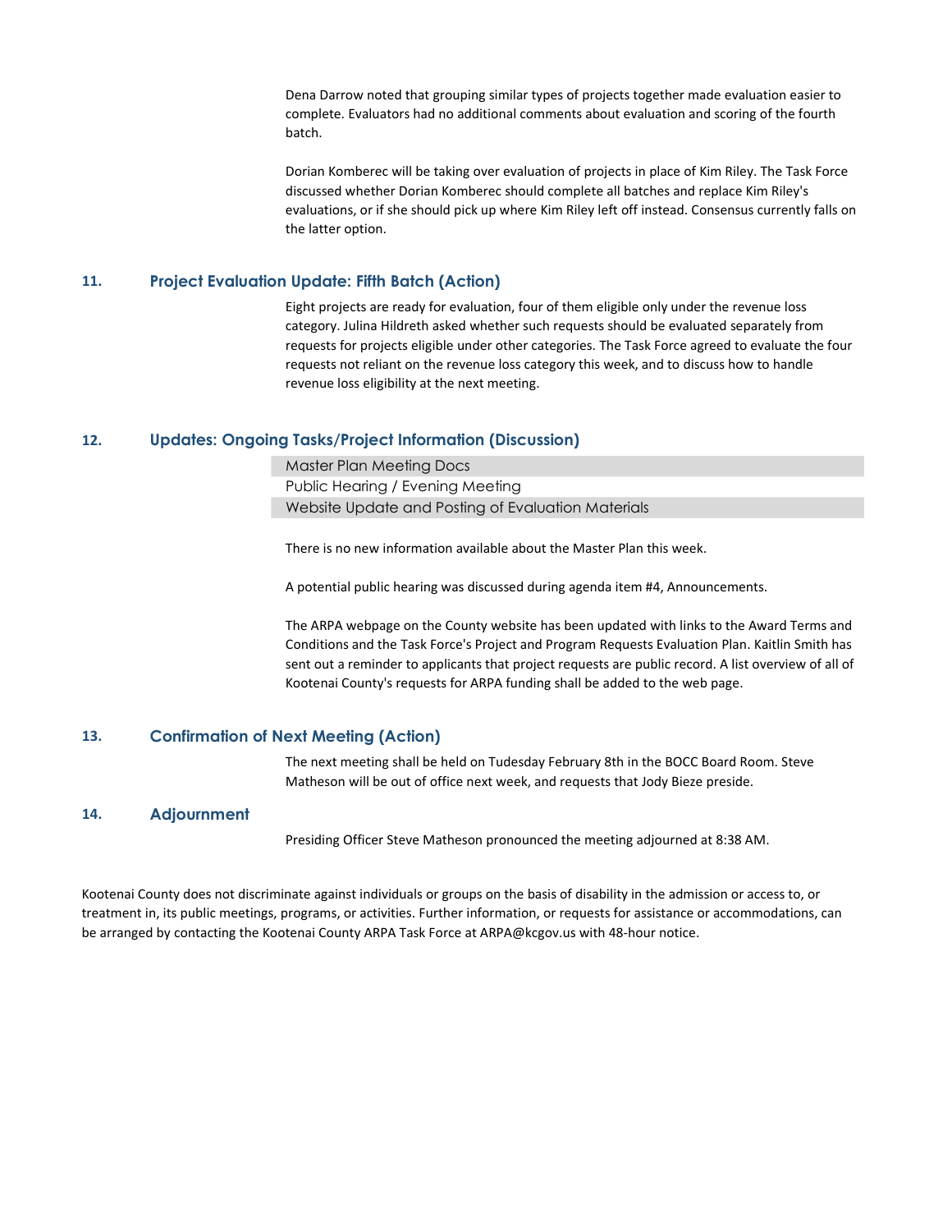Dena Darrow noted that grouping similar types of projects together made evaluation easier to complete. Evaluators had no additional comments about evaluation and scoring of the fourth batch.

Dorian Komberec will be taking over evaluation of projects in place of Kim Riley. The Task Force discussed whether Dorian Komberec should complete all batches and replace Kim Riley's evaluations, or if she should pick up where Kim Riley left off instead. Consensus currently falls on the latter option.

## 11. Project Evaluation Update: Fifth Batch (Action)

Eight projects are ready for evaluation, four of them eligible only under the revenue loss category. Julina Hildreth asked whether such requests should be evaluated separately from requests for projects eligible under other categories. The Task Force agreed to evaluate the four requests not reliant on the revenue loss category this week, and to discuss how to handle revenue loss eligibility at the next meeting.

## 12. Updates: Ongoing Tasks/Project Information (Discussion)

| |
|---|
| Master Plan Meeting Docs |
| Public Hearing / Evening Meeting |
| Website Update and Posting of Evaluation Materials |

There is no new information available about the Master Plan this week.

A potential public hearing was discussed during agenda item #4, Announcements.

The ARPA webpage on the County website has been updated with links to the Award Terms and Conditions and the Task Force's Project and Program Requests Evaluation Plan. Kaitlin Smith has sent out a reminder to applicants that project requests are public record. A list overview of all of Kootenai County's requests for ARPA funding shall be added to the web page.

## 13. Confirmation of Next Meeting (Action)

The next meeting shall be held on Tudesday February 8th in the BOCC Board Room. Steve Matheson will be out of office next week, and requests that Jody Bieze preside.

## 14. Adjournment

Presiding Officer Steve Matheson pronounced the meeting adjourned at 8:38 AM.

Kootenai County does not discriminate against individuals or groups on the basis of disability in the admission or access to, or treatment in, its public meetings, programs, or activities. Further information, or requests for assistance or accommodations, can be arranged by contacting the Kootenai County ARPA Task Force at ARPA@kcgov.us with 48-hour notice.